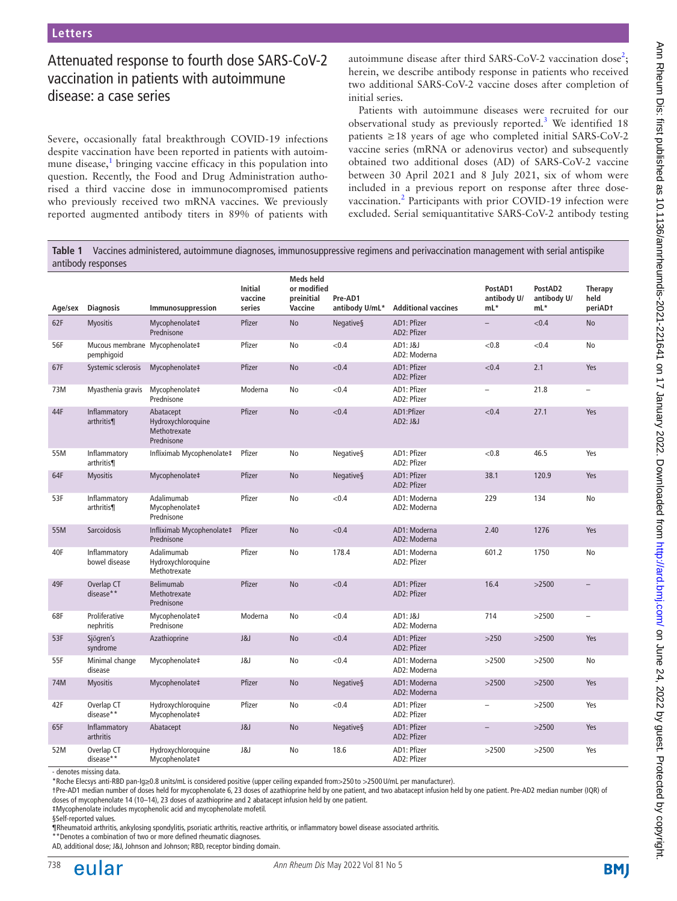Letters

# Attenuated response to fourth dose SARS-CoV-2 vaccination in patients with autoimmune disease: a case series

Severe, occasionally fatal breakthrough COVID-19 infections despite vaccination have been reported in patients with autoimmune disease,[1] bringing vaccine efficacy in this population into question. Recently, the Food and Drug Administration authorised a third vaccine dose in immunocompromised patients who previously received two mRNA vaccines. We previously reported augmented antibody titers in 89% of patients with autoimmune disease after third SARS-CoV-2 vaccination dose[2]; herein, we describe antibody response in patients who received two additional SARS-CoV-2 vaccine doses after completion of initial series.

Patients with autoimmune diseases were recruited for our observational study as previously reported.[3] We identified 18 patients ≥18 years of age who completed initial SARS-CoV-2 vaccine series (mRNA or adenovirus vector) and subsequently obtained two additional doses (AD) of SARS-CoV-2 vaccine between 30 April 2021 and 8 July 2021, six of whom were included in a previous report on response after three dose-vaccination.[2] Participants with prior COVID-19 infection were excluded. Serial semiquantitative SARS-CoV-2 antibody testing

**Table 1** Vaccines administered, autoimmune diagnoses, immunosuppressive regimens and perivaccination management with serial antispike antibody responses

| Age/sex | Diagnosis | Immunosuppression | Initial vaccine series | Meds held or modified preinitial Vaccine | Pre-AD1 antibody U/mL* | Additional vaccines | PostAD1 antibody U/mL* | PostAD2 antibody U/mL* | Therapy held periAD† |
|---|---|---|---|---|---|---|---|---|---|
| 62F | Myositis | Mycophenolate‡ Prednisone | Pfizer | No | Negative§ | AD1: Pfizer AD2: Pfizer | – | <0.4 | No |
| 56F | Mucous membrane pemphigoid | Mycophenolate‡ | Pfizer | No | <0.4 | AD1: J&J AD2: Moderna | <0.8 | <0.4 | No |
| 67F | Systemic sclerosis | Mycophenolate‡ | Pfizer | No | <0.4 | AD1: Pfizer AD2: Pfizer | <0.4 | 2.1 | Yes |
| 73M | Myasthenia gravis | Mycophenolate‡ Prednisone | Moderna | No | <0.4 | AD1: Pfizer AD2: Pfizer | – | 21.8 | – |
| 44F | Inflammatory arthritis¶ | Abatacept Hydroxychloroquine Methotrexate Prednisone | Pfizer | No | <0.4 | AD1:Pfizer AD2: J&J | <0.4 | 27.1 | Yes |
| 55M | Inflammatory arthritis¶ | Infliximab Mycophenolate‡ | Pfizer | No | Negative§ | AD1: Pfizer AD2: Pfizer | <0.8 | 46.5 | Yes |
| 64F | Myositis | Mycophenolate‡ | Pfizer | No | Negative§ | AD1: Pfizer AD2: Pfizer | 38.1 | 120.9 | Yes |
| 53F | Inflammatory arthritis¶ | Adalimumab Mycophenolate‡ Prednisone | Pfizer | No | <0.4 | AD1: Moderna AD2: Moderna | 229 | 134 | No |
| 55M | Sarcoidosis | Infliximab Mycophenolate‡ Prednisone | Pfizer | No | <0.4 | AD1: Moderna AD2: Moderna | 2.40 | 1276 | Yes |
| 40F | Inflammatory bowel disease | Adalimumab Hydroxychloroquine Methotrexate | Pfizer | No | 178.4 | AD1: Moderna AD2: Pfizer | 601.2 | 1750 | No |
| 49F | Overlap CT disease** | Belimumab Methotrexate Prednisone | Pfizer | No | <0.4 | AD1: Pfizer AD2: Pfizer | 16.4 | >2500 | – |
| 68F | Proliferative nephritis | Mycophenolate‡ Prednisone | Moderna | No | <0.4 | AD1: J&J AD2: Moderna | 714 | >2500 | – |
| 53F | Sjögren's syndrome | Azathioprine | J&J | No | <0.4 | AD1: Pfizer AD2: Pfizer | >250 | >2500 | Yes |
| 55F | Minimal change disease | Mycophenolate‡ | J&J | No | <0.4 | AD1: Moderna AD2: Moderna | >2500 | >2500 | No |
| 74M | Myositis | Mycophenolate‡ | Pfizer | No | Negative§ | AD1: Moderna AD2: Moderna | >2500 | >2500 | Yes |
| 42F | Overlap CT disease** | Hydroxychloroquine Mycophenolate‡ | Pfizer | No | <0.4 | AD1: Pfizer AD2: Pfizer | – | >2500 | Yes |
| 65F | Inflammatory arthritis | Abatacept | J&J | No | Negative§ | AD1: Pfizer AD2: Pfizer | – | >2500 | Yes |
| 52M | Overlap CT disease** | Hydroxychloroquine Mycophenolate‡ | J&J | No | 18.6 | AD1: Pfizer AD2: Pfizer | >2500 | >2500 | Yes |

- denotes missing data.

*Roche Elecsys anti-RBD pan-Ig≥0.8 units/mL is considered positive (upper ceiling expanded from>250 to >2500 U/mL per manufacturer).

†Pre-AD1 median number of doses held for mycophenolate 6, 23 doses of azathioprine held by one patient, and two abatacept infusion held by one patient. Pre-AD2 median number (IQR) of doses of mycophenolate 14 (10–14), 23 doses of azathioprine and 2 abatacept infusion held by one patient.

‡Mycophenolate includes mycophenolic acid and mycophenolate mofetil.

§Self-reported values.

¶Rheumatoid arthritis, ankylosing spondylitis, psoriatic arthritis, reactive arthritis, or inflammatory bowel disease associated arthritis.

**Denotes a combination of two or more defined rheumatic diagnoses.

AD, additional dose; J&J, Johnson and Johnson; RBD, receptor binding domain.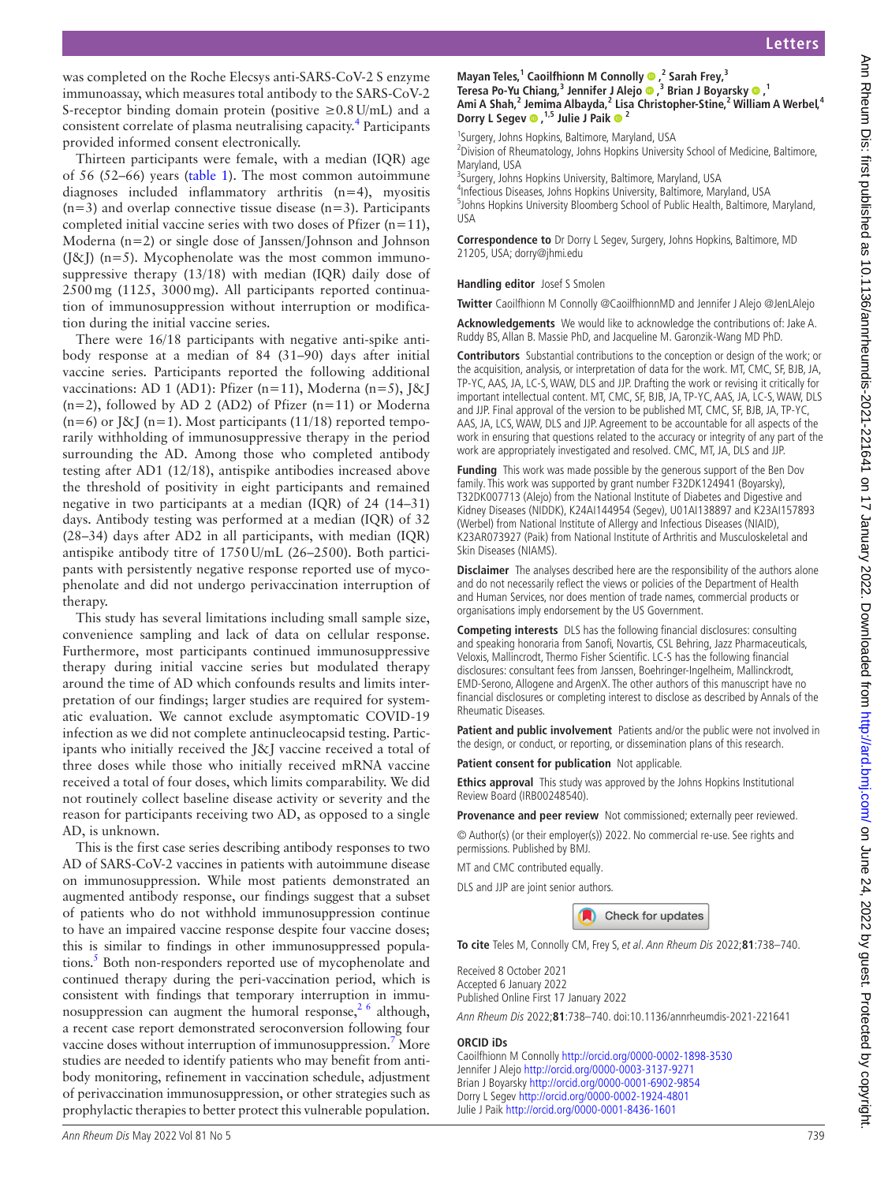was completed on the Roche Elecsys anti-SARS-CoV-2 S enzyme immunoassay, which measures total antibody to the SARS-CoV-2 S-receptor binding domain protein (positive ≥0.8 U/mL) and a consistent correlate of plasma neutralising capacity.[4] Participants provided informed consent electronically.

Thirteen participants were female, with a median (IQR) age of 56 (52–66) years (table 1). The most common autoimmune diagnoses included inflammatory arthritis (n=4), myositis (n=3) and overlap connective tissue disease (n=3). Participants completed initial vaccine series with two doses of Pfizer (n=11), Moderna (n=2) or single dose of Janssen/Johnson and Johnson (J&J) (n=5). Mycophenolate was the most common immunosuppressive therapy (13/18) with median (IQR) daily dose of 2500 mg (1125, 3000 mg). All participants reported continuation of immunosuppression without interruption or modification during the initial vaccine series.

There were 16/18 participants with negative anti-spike antibody response at a median of 84 (31–90) days after initial vaccine series. Participants reported the following additional vaccinations: AD 1 (AD1): Pfizer (n=11), Moderna (n=5), J&J (n=2), followed by AD 2 (AD2) of Pfizer (n=11) or Moderna (n=6) or J&J (n=1). Most participants (11/18) reported temporarily withholding of immunosuppressive therapy in the period surrounding the AD. Among those who completed antibody testing after AD1 (12/18), antispike antibodies increased above the threshold of positivity in eight participants and remained negative in two participants at a median (IQR) of 24 (14–31) days. Antibody testing was performed at a median (IQR) of 32 (28–34) days after AD2 in all participants, with median (IQR) antispike antibody titre of 1750 U/mL (26–2500). Both participants with persistently negative response reported use of mycophenolate and did not undergo perivaccination interruption of therapy.

This study has several limitations including small sample size, convenience sampling and lack of data on cellular response. Furthermore, most participants continued immunosuppressive therapy during initial vaccine series but modulated therapy around the time of AD which confounds results and limits interpretation of our findings; larger studies are required for systematic evaluation. We cannot exclude asymptomatic COVID-19 infection as we did not complete antinucleocapsid testing. Participants who initially received the J&J vaccine received a total of three doses while those who initially received mRNA vaccine received a total of four doses, which limits comparability. We did not routinely collect baseline disease activity or severity and the reason for participants receiving two AD, as opposed to a single AD, is unknown.

This is the first case series describing antibody responses to two AD of SARS-CoV-2 vaccines in patients with autoimmune disease on immunosuppression. While most patients demonstrated an augmented antibody response, our findings suggest that a subset of patients who do not withhold immunosuppression continue to have an impaired vaccine response despite four vaccine doses; this is similar to findings in other immunosuppressed populations.[5] Both non-responders reported use of mycophenolate and continued therapy during the peri-vaccination period, which is consistent with findings that temporary interruption in immunosuppression can augment the humoral response,[2 6] although, a recent case report demonstrated seroconversion following four vaccine doses without interruption of immunosuppression.[7] More studies are needed to identify patients who may benefit from antibody monitoring, refinement in vaccination schedule, adjustment of perivaccination immunosuppression, or other strategies such as prophylactic therapies to better protect this vulnerable population.

**Mayan Teles,[1] Caoilfhionn M Connolly ,[2] Sarah Frey,[3] Teresa Po-Yu Chiang,[3] Jennifer J Alejo ,[3] Brian J Boyarsky ,[1] Ami A Shah,[2] Jemima Albayda,[2] Lisa Christopher-Stine,[2] William A Werbel,[4] Dorry L Segev ,[1,5] Julie J Paik [2]**

[1]Surgery, Johns Hopkins, Baltimore, Maryland, USA
[2]Division of Rheumatology, Johns Hopkins University School of Medicine, Baltimore, Maryland, USA
[3]Surgery, Johns Hopkins University, Baltimore, Maryland, USA
[4]Infectious Diseases, Johns Hopkins University, Baltimore, Maryland, USA
[5]Johns Hopkins University Bloomberg School of Public Health, Baltimore, Maryland, USA

**Correspondence to** Dr Dorry L Segev, Surgery, Johns Hopkins, Baltimore, MD 21205, USA; dorry@jhmi.edu

**Handling editor** Josef S Smolen

**Twitter** Caoilfhionn M Connolly @CaoilfhionnMD and Jennifer J Alejo @JenLAlejo

**Acknowledgements** We would like to acknowledge the contributions of: Jake A. Ruddy BS, Allan B. Massie PhD, and Jacqueline M. Garonzik-Wang MD PhD.

**Contributors** Substantial contributions to the conception or design of the work; or the acquisition, analysis, or interpretation of data for the work. MT, CMC, SF, BJB, JA, TP-YC, AAS, JA, LC-S, WAW, DLS and JJP. Drafting the work or revising it critically for important intellectual content. MT, CMC, SF, BJB, JA, TP-YC, AAS, JA, LC-S, WAW, DLS and JJP. Final approval of the version to be published MT, CMC, SF, BJB, JA, TP-YC, AAS, JA, LCS, WAW, DLS and JJP. Agreement to be accountable for all aspects of the work in ensuring that questions related to the accuracy or integrity of any part of the work are appropriately investigated and resolved. CMC, MT, JA, DLS and JJP.

**Funding** This work was made possible by the generous support of the Ben Dov family. This work was supported by grant number F32DK124941 (Boyarsky), T32DK007713 (Alejo) from the National Institute of Diabetes and Digestive and Kidney Diseases (NIDDK), K24AI144954 (Segev), U01AI138897 and K23AI157893 (Werbel) from National Institute of Allergy and Infectious Diseases (NIAID), K23AR073927 (Paik) from National Institute of Arthritis and Musculoskeletal and Skin Diseases (NIAMS).

**Disclaimer** The analyses described here are the responsibility of the authors alone and do not necessarily reflect the views or policies of the Department of Health and Human Services, nor does mention of trade names, commercial products or organisations imply endorsement by the US Government.

**Competing interests** DLS has the following financial disclosures: consulting and speaking honoraria from Sanofi, Novartis, CSL Behring, Jazz Pharmaceuticals, Veloxis, Mallincrodt, Thermo Fisher Scientific. LC-S has the following financial disclosures: consultant fees from Janssen, Boehringer-Ingelheim, Mallinckrodt, EMD-Serono, Allogene and ArgenX. The other authors of this manuscript have no financial disclosures or completing interest to disclose as described by Annals of the Rheumatic Diseases.

**Patient and public involvement** Patients and/or the public were not involved in the design, or conduct, or reporting, or dissemination plans of this research.

**Patient consent for publication** Not applicable.

**Ethics approval** This study was approved by the Johns Hopkins Institutional Review Board (IRB00248540).

**Provenance and peer review** Not commissioned; externally peer reviewed.

© Author(s) (or their employer(s)) 2022. No commercial re-use. See rights and permissions. Published by BMJ.

MT and CMC contributed equally.

DLS and JJP are joint senior authors.

**To cite** Teles M, Connolly CM, Frey S, *et al*. *Ann Rheum Dis* 2022;**81**:738–740.

Received 8 October 2021
Accepted 6 January 2022
Published Online First 17 January 2022

*Ann Rheum Dis* 2022;**81**:738–740. doi:10.1136/annrheumdis-2021-221641

**ORCID iDs**

Caoilfhionn M Connolly http://orcid.org/0000-0002-1898-3530
Jennifer J Alejo http://orcid.org/0000-0003-3137-9271
Brian J Boyarsky http://orcid.org/0000-0001-6902-9854
Dorry L Segev http://orcid.org/0000-0002-1924-4801
Julie J Paik http://orcid.org/0000-0001-8436-1601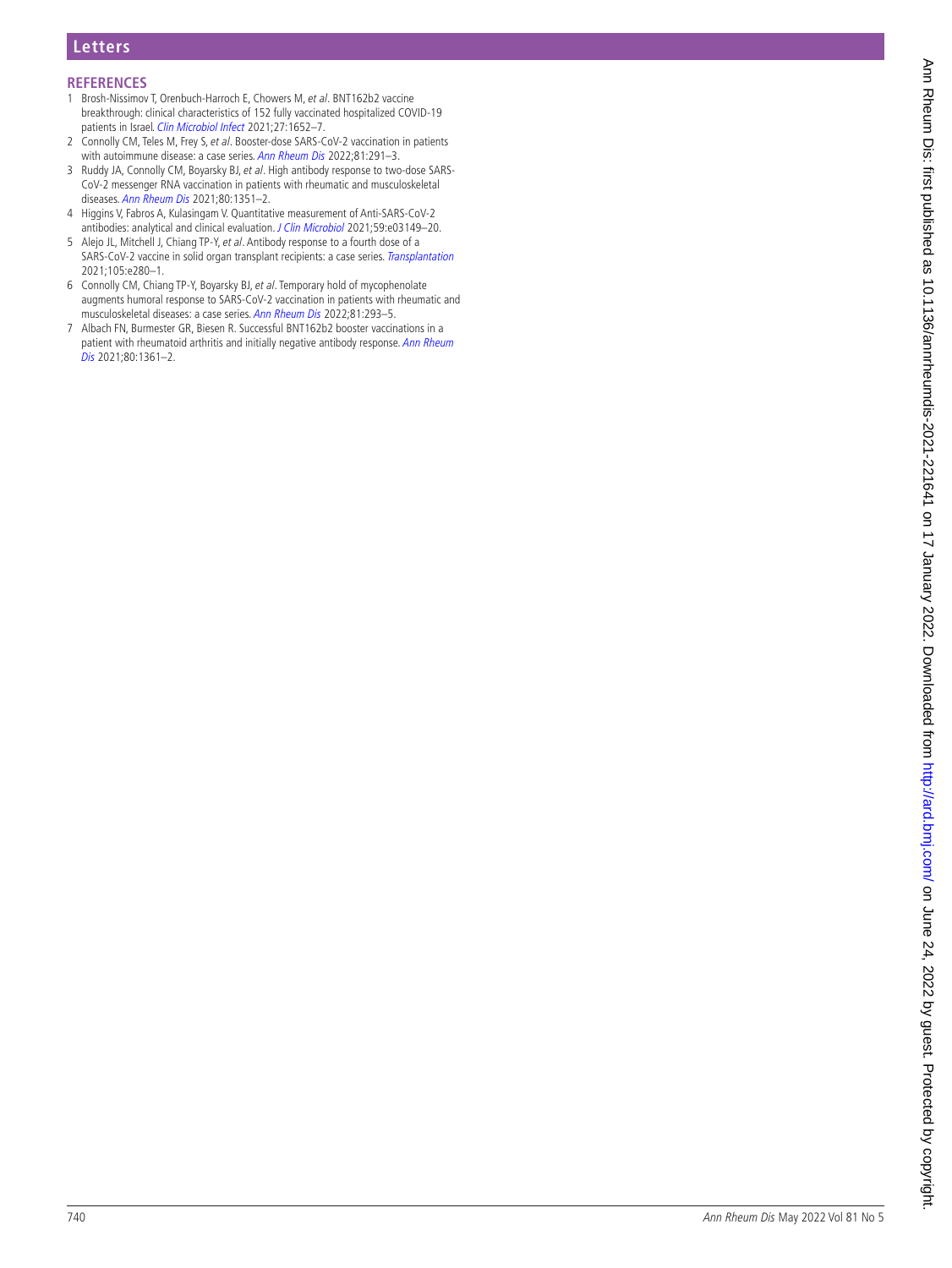## REFERENCES

1. Brosh-Nissimov T, Orenbuch-Harroch E, Chowers M, *et al*. BNT162b2 vaccine breakthrough: clinical characteristics of 152 fully vaccinated hospitalized COVID-19 patients in Israel. *Clin Microbiol Infect* 2021;27:1652–7.
2. Connolly CM, Teles M, Frey S, *et al*. Booster-dose SARS-CoV-2 vaccination in patients with autoimmune disease: a case series. *Ann Rheum Dis* 2022;81:291–3.
3. Ruddy JA, Connolly CM, Boyarsky BJ, *et al*. High antibody response to two-dose SARS-CoV-2 messenger RNA vaccination in patients with rheumatic and musculoskeletal diseases. *Ann Rheum Dis* 2021;80:1351–2.
4. Higgins V, Fabros A, Kulasingam V. Quantitative measurement of Anti-SARS-CoV-2 antibodies: analytical and clinical evaluation. *J Clin Microbiol* 2021;59:e03149–20.
5. Alejo JL, Mitchell J, Chiang TP-Y, *et al*. Antibody response to a fourth dose of a SARS-CoV-2 vaccine in solid organ transplant recipients: a case series. *Transplantation* 2021;105:e280–1.
6. Connolly CM, Chiang TP-Y, Boyarsky BJ, *et al*. Temporary hold of mycophenolate augments humoral response to SARS-CoV-2 vaccination in patients with rheumatic and musculoskeletal diseases: a case series. *Ann Rheum Dis* 2022;81:293–5.
7. Albach FN, Burmester GR, Biesen R. Successful BNT162b2 booster vaccinations in a patient with rheumatoid arthritis and initially negative antibody response. *Ann Rheum Dis* 2021;80:1361–2.